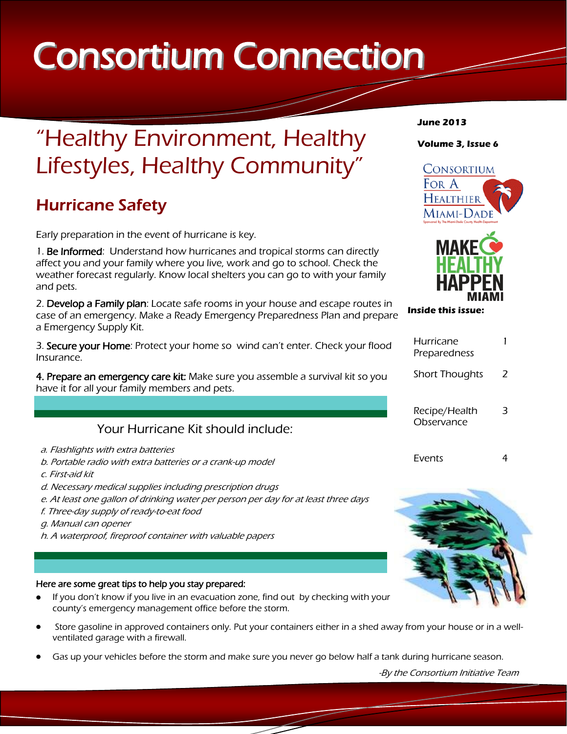# Consortium Connection

June 2013

Volume 3, Issue 6

## "Healthy Environment, Healthy Lifestyles, Healthy Community"

### Hurricane Safety

Early preparation in the event of hurricane is key.

1. **Be Informed**: Understand how hurricanes and tropical storms can directly affect you and your family where you live, work and go to school. Check the weather forecast regularly. Know local shelters you can go to with your family and pets.

2. **Develop a Family plan**: Locate safe rooms in your house and escape routes in case of an emergency. Make a Ready Emergency Preparedness Plan and prepare a Emergency Supply Kit.

3. **Secure your Home**: Protect your home so wind can't enter. Check your flood Insurance.

**4. Prepare an emergency care kit:** Make sure you assemble a survival kit so you have it for all your family members and pets.

Your Hurricane Kit should include:

*a. Flashlights with extra batteries*
*b. Portable radio with extra batteries or a crank-up model*
*c. First-aid kit*
*d. Necessary medical supplies including prescription drugs*
*e. At least one gallon of drinking water per person per day for at least three days*
*f. Three-day supply of ready-to-eat food*
*g. Manual can opener*
*h. A waterproof, fireproof container with valuable papers*

**Here are some great tips to help you stay prepared:**

- If you don't know if you live in an evacuation zone, find out by checking with your county's emergency management office before the storm.
- Store gasoline in approved containers only. Put your containers either in a shed away from your house or in a well-ventilated garage with a firewall.
- Gas up your vehicles before the storm and make sure you never go below half a tank during hurricane season.

*-By the Consortium Initiative Team*

**Inside this issue:**

| | |
|---|---|
| Hurricane Preparedness | 1 |
| Short Thoughts | 2 |
| Recipe/Health Observance | 3 |
| Events | 4 |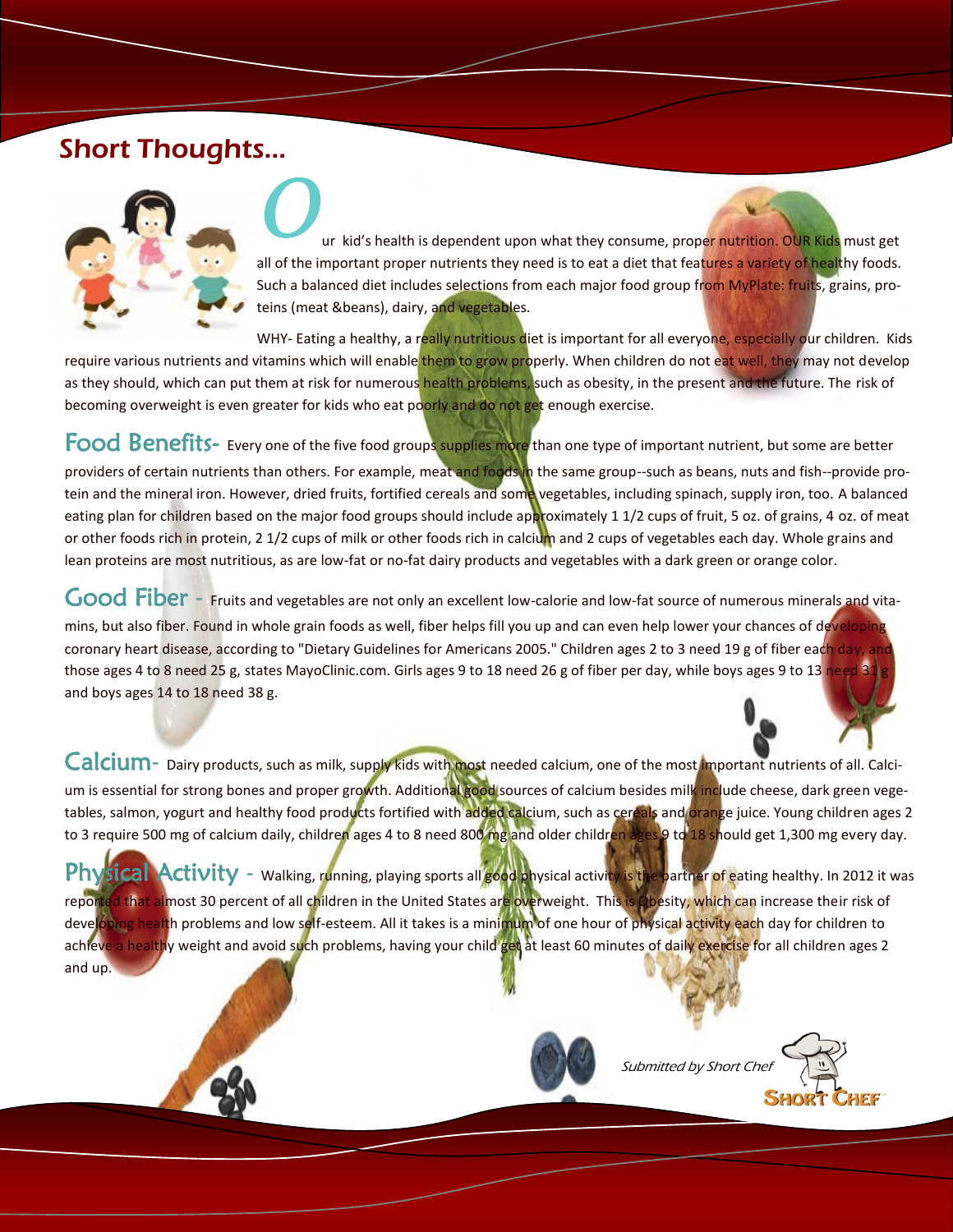## Short Thoughts...

Our kid's health is dependent upon what they consume, proper nutrition. OUR Kids must get all of the important proper nutrients they need is to eat a diet that features a variety of healthy foods. Such a balanced diet includes selections from each major food group from MyPlate: fruits, grains, proteins (meat &beans), dairy, and vegetables.

WHY- Eating a healthy, a really nutritious diet is important for all everyone, especially our children. Kids require various nutrients and vitamins which will enable them to grow properly. When children do not eat well, they may not develop as they should, which can put them at risk for numerous health problems, such as obesity, in the present and the future. The risk of becoming overweight is even greater for kids who eat poorly and do not get enough exercise.

**Food Benefits-** Every one of the five food groups supplies more than one type of important nutrient, but some are better providers of certain nutrients than others. For example, meat and foods in the same group--such as beans, nuts and fish--provide protein and the mineral iron. However, dried fruits, fortified cereals and some vegetables, including spinach, supply iron, too. A balanced eating plan for children based on the major food groups should include approximately 1 1/2 cups of fruit, 5 oz. of grains, 4 oz. of meat or other foods rich in protein, 2 1/2 cups of milk or other foods rich in calcium and 2 cups of vegetables each day. Whole grains and lean proteins are most nutritious, as are low-fat or no-fat dairy products and vegetables with a dark green or orange color.

**Good Fiber -** Fruits and vegetables are not only an excellent low-calorie and low-fat source of numerous minerals and vitamins, but also fiber. Found in whole grain foods as well, fiber helps fill you up and can even help lower your chances of developing coronary heart disease, according to "Dietary Guidelines for Americans 2005." Children ages 2 to 3 need 19 g of fiber each day, and those ages 4 to 8 need 25 g, states MayoClinic.com. Girls ages 9 to 18 need 26 g of fiber per day, while boys ages 9 to 13 need 31 g and boys ages 14 to 18 need 38 g.

**Calcium-** Dairy products, such as milk, supply kids with most needed calcium, one of the most important nutrients of all. Calcium is essential for strong bones and proper growth. Additional good sources of calcium besides milk include cheese, dark green vegetables, salmon, yogurt and healthy food products fortified with added calcium, such as cereals and orange juice. Young children ages 2 to 3 require 500 mg of calcium daily, children ages 4 to 8 need 800 mg and older children ages 9 to 18 should get 1,300 mg every day.

**Physical Activity -** Walking, running, playing sports all good physical activity is the partner of eating healthy. In 2012 it was reported that almost 30 percent of all children in the United States are overweight. This is Obesity, which can increase their risk of developing health problems and low self-esteem. All it takes is a minimum of one hour of physical activity each day for children to achieve a healthy weight and avoid such problems, having your child get at least 60 minutes of daily exercise for all children ages 2 and up.

*Submitted by Short Chef*

SHORT CHEF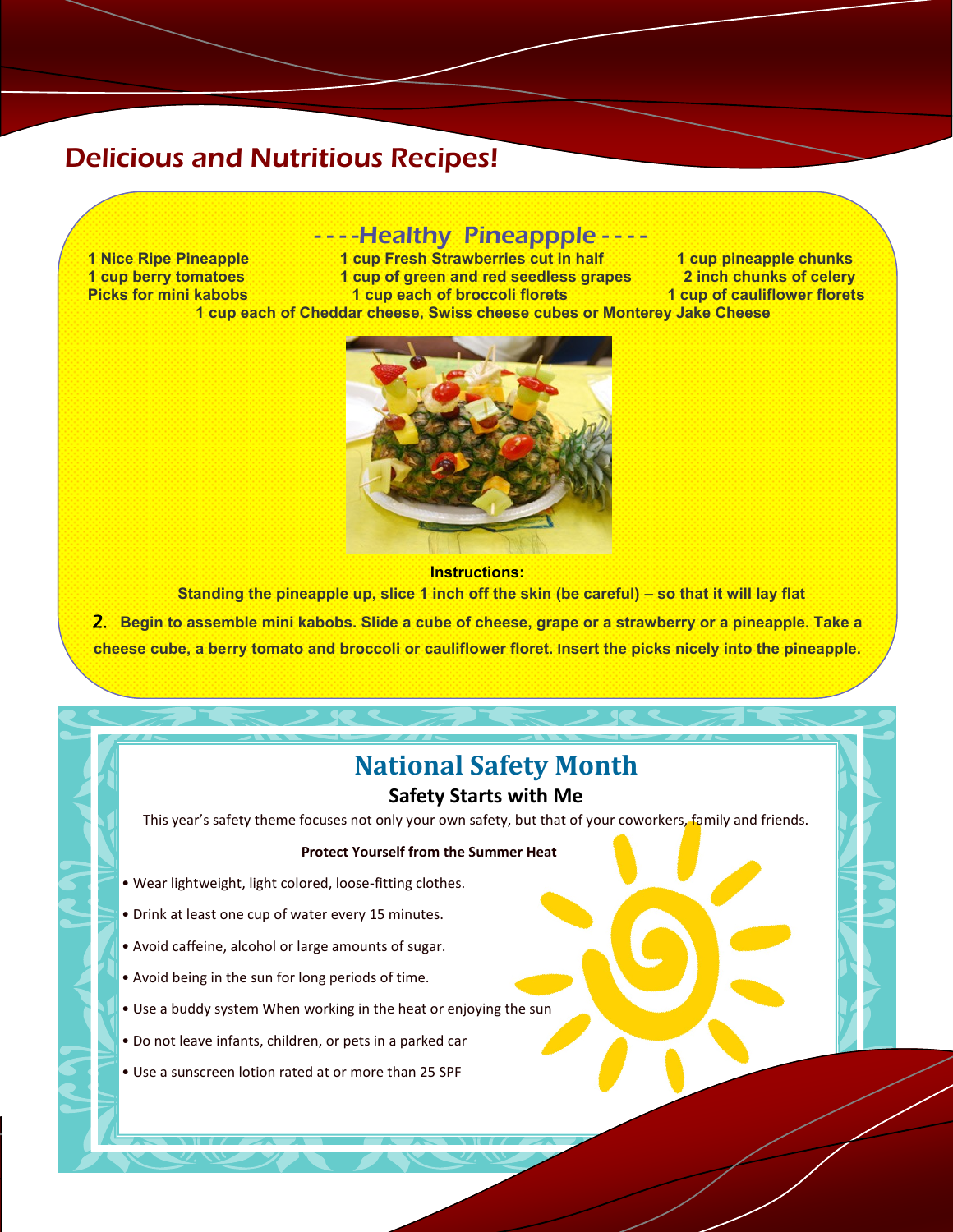# Delicious and Nutritious Recipes!

## ----Healthy Pineappple----

**1 Nice Ripe Pineapple**
**1 cup berry tomatoes**
**Picks for mini kabobs**
**1 cup Fresh Strawberries cut in half**
**1 cup of green and red seedless grapes**
**1 cup each of broccoli florets**
**1 cup pineapple chunks**
**2 inch chunks of celery**
**1 cup of cauliflower florets**
**1 cup each of Cheddar cheese, Swiss cheese cubes or Monterey Jake Cheese**

**Instructions:**

**Standing the pineapple up, slice 1 inch off the skin (be careful) – so that it will lay flat**

2. **Begin to assemble mini kabobs. Slide a cube of cheese, grape or a strawberry or a pineapple. Take a cheese cube, a berry tomato and broccoli or cauliflower floret. Insert the picks nicely into the pineapple.**

## National Safety Month

### Safety Starts with Me

This year's safety theme focuses not only your own safety, but that of your coworkers, family and friends.

**Protect Yourself from the Summer Heat**

- Wear lightweight, light colored, loose-fitting clothes.
- Drink at least one cup of water every 15 minutes.
- Avoid caffeine, alcohol or large amounts of sugar.
- Avoid being in the sun for long periods of time.
- Use a buddy system When working in the heat or enjoying the sun
- Do not leave infants, children, or pets in a parked car
- Use a sunscreen lotion rated at or more than 25 SPF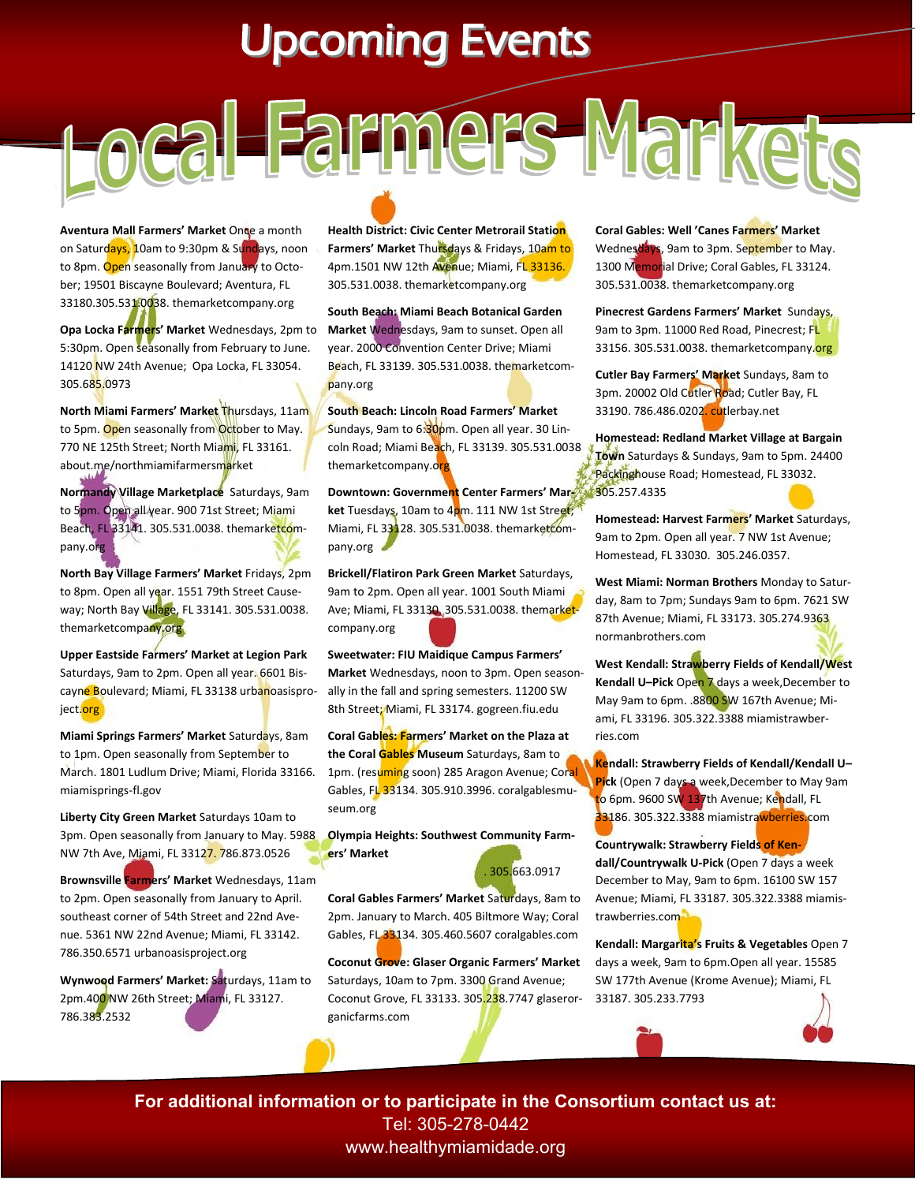# Upcoming Events

# Local Farmers Markets

**Aventura Mall Farmers' Market** Once a month on Saturdays, 10am to 9:30pm & Sundays, noon to 8pm. Open seasonally from January to October; 19501 Biscayne Boulevard; Aventura, FL 33180.305.531.0038. themarketcompany.org

**Opa Locka Farmers' Market** Wednesdays, 2pm to 5:30pm. Open seasonally from February to June. 14120 NW 24th Avenue; Opa Locka, FL 33054. 305.685.0973

**North Miami Farmers' Market** Thursdays, 11am to 5pm. Open seasonally from October to May. 770 NE 125th Street; North Miami, FL 33161. about.me/northmiamifarmersmarket

**Normandy Village Marketplace** Saturdays, 9am to 5pm. Open all year. 900 71st Street; Miami Beach, FL 33141. 305.531.0038. themarketcompany.org

**North Bay Village Farmers' Market** Fridays, 2pm to 8pm. Open all year. 1551 79th Street Causeway; North Bay Village, FL 33141. 305.531.0038. themarketcompany.org

**Upper Eastside Farmers' Market at Legion Park** Saturdays, 9am to 2pm. Open all year. 6601 Biscayne Boulevard; Miami, FL 33138 urbanoasisproject.org

**Miami Springs Farmers' Market** Saturdays, 8am to 1pm. Open seasonally from September to March. 1801 Ludlum Drive; Miami, Florida 33166. miamisprings-fl.gov

**Liberty City Green Market** Saturdays 10am to 3pm. Open seasonally from January to May. 5988 NW 7th Ave, Miami, FL 33127. 786.873.0526

**Brownsville Farmers' Market** Wednesdays, 11am to 2pm. Open seasonally from January to April. southeast corner of 54th Street and 22nd Avenue. 5361 NW 22nd Avenue; Miami, FL 33142. 786.350.6571 urbanoasisproject.org

**Wynwood Farmers' Market:** Saturdays, 11am to 2pm.400 NW 26th Street; Miami, FL 33127. 786.383.2532

**Health District: Civic Center Metrorail Station Farmers' Market** Thursdays & Fridays, 10am to 4pm.1501 NW 12th Avenue; Miami, FL 33136. 305.531.0038. themarketcompany.org

**South Beach: Miami Beach Botanical Garden Market** Wednesdays, 9am to sunset. Open all year. 2000 Convention Center Drive; Miami Beach, FL 33139. 305.531.0038. themarketcompany.org

**South Beach: Lincoln Road Farmers' Market** Sundays, 9am to 6:30pm. Open all year. 30 Lincoln Road; Miami Beach, FL 33139. 305.531.0038 themarketcompany.org

**Downtown: Government Center Farmers' Market** Tuesdays, 10am to 4pm. 111 NW 1st Street; Miami, FL 33128. 305.531.0038. themarketcompany.org

**Brickell/Flatiron Park Green Market** Saturdays, 9am to 2pm. Open all year. 1001 South Miami Ave; Miami, FL 33130. 305.531.0038. themarketcompany.org

**Sweetwater: FIU Maidique Campus Farmers' Market** Wednesdays, noon to 3pm. Open seasonally in the fall and spring semesters. 11200 SW 8th Street; Miami, FL 33174. gogreen.fiu.edu

**Coral Gables: Farmers' Market on the Plaza at the Coral Gables Museum** Saturdays, 8am to 1pm. (resuming soon) 285 Aragon Avenue; Coral Gables, FL 33134. 305.910.3996. coralgablesmuseum.org

**Olympia Heights: Southwest Community Farmers' Market**

. 305.663.0917

**Coral Gables Farmers' Market** Saturdays, 8am to 2pm. January to March. 405 Biltmore Way; Coral Gables, FL 33134. 305.460.5607 coralgables.com

**Coconut Grove: Glaser Organic Farmers' Market** Saturdays, 10am to 7pm. 3300 Grand Avenue; Coconut Grove, FL 33133. 305.238.7747 glaserorganicfarms.com

**Coral Gables: Well 'Canes Farmers' Market** Wednesdays, 9am to 3pm. September to May. 1300 Memorial Drive; Coral Gables, FL 33124. 305.531.0038. themarketcompany.org

**Pinecrest Gardens Farmers' Market** Sundays, 9am to 3pm. 11000 Red Road, Pinecrest; FL 33156. 305.531.0038. themarketcompany.org

**Cutler Bay Farmers' Market** Sundays, 8am to 3pm. 20002 Old Cutler Road; Cutler Bay, FL 33190. 786.486.0202. cutlerbay.net

**Homestead: Redland Market Village at Bargain Town** Saturdays & Sundays, 9am to 5pm. 24400 Packinghouse Road; Homestead, FL 33032. 305.257.4335

**Homestead: Harvest Farmers' Market** Saturdays, 9am to 2pm. Open all year. 7 NW 1st Avenue; Homestead, FL 33030. 305.246.0357.

**West Miami: Norman Brothers** Monday to Saturday, 8am to 7pm; Sundays 9am to 6pm. 7621 SW 87th Avenue; Miami, FL 33173. 305.274.9363 normanbrothers.com

**West Kendall: Strawberry Fields of Kendall/West Kendall U–Pick** Open 7 days a week,December to May 9am to 6pm. .8800 SW 167th Avenue; Miami, FL 33196. 305.322.3388 miamistrawberries.com

**Kendall: Strawberry Fields of Kendall/Kendall U–Pick** (Open 7 days a week,December to May 9am to 6pm. 9600 SW 137th Avenue; Kendall, FL 33186. 305.322.3388 miamistrawberries.com

**Countrywalk: Strawberry Fields of Kendall/Countrywalk U-Pick** (Open 7 days a week December to May, 9am to 6pm. 16100 SW 157 Avenue; Miami, FL 33187. 305.322.3388 miamistrawberries.com

**Kendall: Margarita's Fruits & Vegetables** Open 7 days a week, 9am to 6pm.Open all year. 15585 SW 177th Avenue (Krome Avenue); Miami, FL 33187. 305.233.7793

**For additional information or to participate in the Consortium contact us at:**
Tel: 305-278-0442
www.healthymiamidade.org